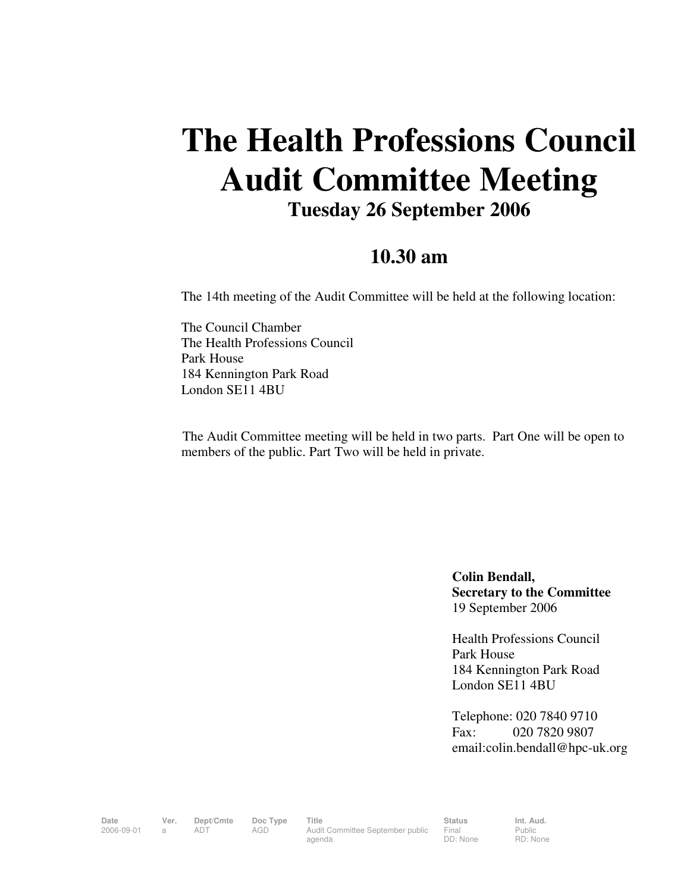# The Health Professions Council Audit Committee Meeting

## Tuesday 26 September 2006

## 10.30 am

The 14th meeting of the Audit Committee will be held at the following location:

The Council Chamber
The Health Professions Council
Park House
184 Kennington Park Road
London SE11 4BU

The Audit Committee meeting will be held in two parts. Part One will be open to members of the public. Part Two will be held in private.

**Colin Bendall,**
**Secretary to the Committee**
19 September 2006

Health Professions Council
Park House
184 Kennington Park Road
London SE11 4BU

Telephone: 020 7840 9710
Fax: 020 7820 9807
email:colin.bendall@hpc-uk.org

| Date | Ver. | Dept/Cmte | Doc Type | Title | Status | Int. Aud. |
|---|---|---|---|---|---|---|
| 2006-09-01 | a | ADT | AGD | Audit Committee September public agenda | Final<br>DD: None | Public<br>RD: None |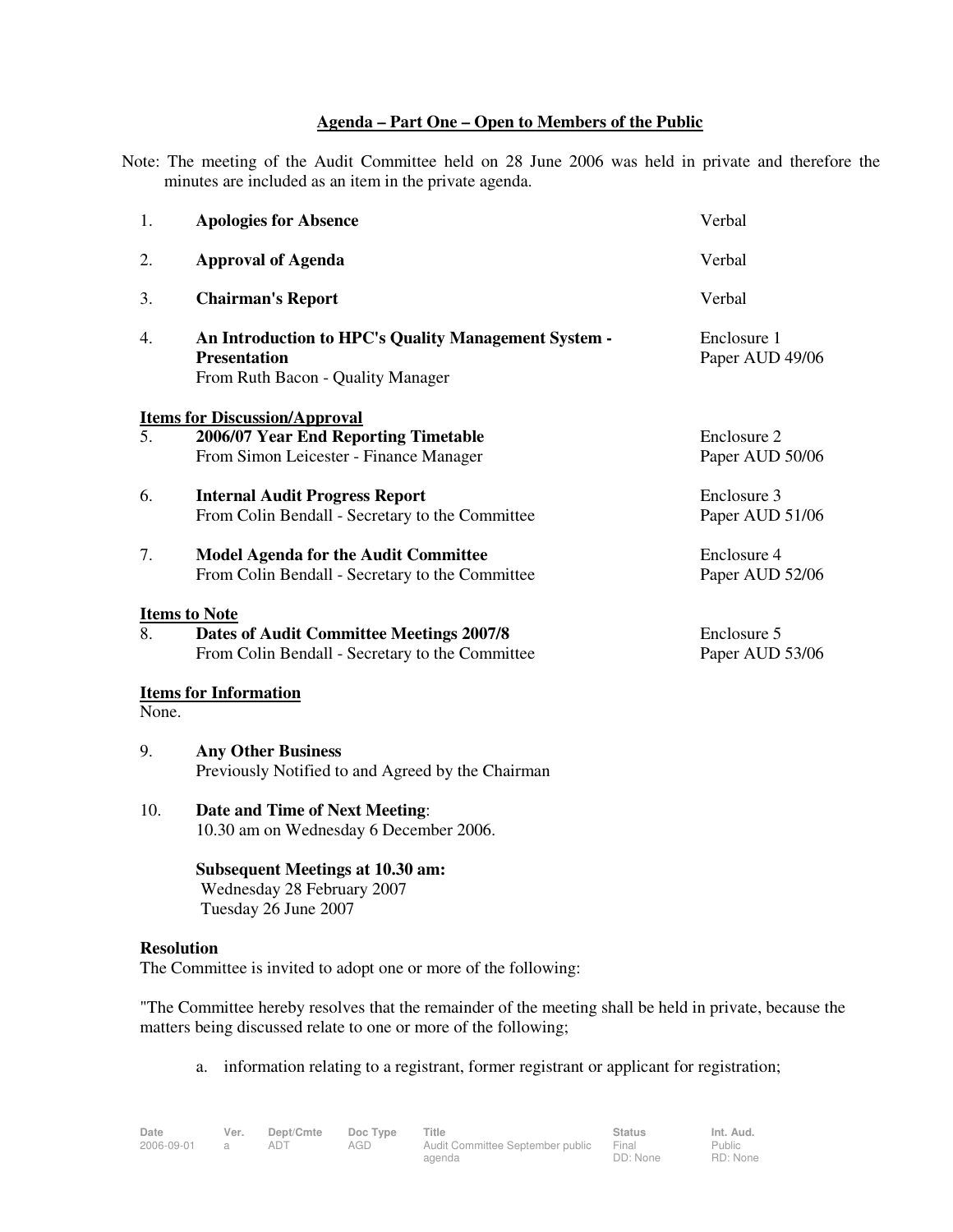## Agenda – Part One – Open to Members of the Public

Note: The meeting of the Audit Committee held on 28 June 2006 was held in private and therefore the minutes are included as an item in the private agenda.

| | | |
|---|---|---|
| 1. | **Apologies for Absence** | Verbal |
| 2. | **Approval of Agenda** | Verbal |
| 3. | **Chairman's Report** | Verbal |
| 4. | **An Introduction to HPC's Quality Management System - Presentation**<br>From Ruth Bacon - Quality Manager | Enclosure 1<br>Paper AUD 49/06 |

**Items for Discussion/Approval**

| | | |
|---|---|---|
| 5. | **2006/07 Year End Reporting Timetable**<br>From Simon Leicester - Finance Manager | Enclosure 2<br>Paper AUD 50/06 |
| 6. | **Internal Audit Progress Report**<br>From Colin Bendall - Secretary to the Committee | Enclosure 3<br>Paper AUD 51/06 |
| 7. | **Model Agenda for the Audit Committee**<br>From Colin Bendall - Secretary to the Committee | Enclosure 4<br>Paper AUD 52/06 |

**Items to Note**

| | | |
|---|---|---|
| 8. | **Dates of Audit Committee Meetings 2007/8**<br>From Colin Bendall - Secretary to the Committee | Enclosure 5<br>Paper AUD 53/06 |

**Items for Information**

None.

9. **Any Other Business**
   Previously Notified to and Agreed by the Chairman

10. **Date and Time of Next Meeting**:
    10.30 am on Wednesday 6 December 2006.

    **Subsequent Meetings at 10.30 am:**
    Wednesday 28 February 2007
    Tuesday 26 June 2007

**Resolution**

The Committee is invited to adopt one or more of the following:

"The Committee hereby resolves that the remainder of the meeting shall be held in private, because the matters being discussed relate to one or more of the following;

a. information relating to a registrant, former registrant or applicant for registration;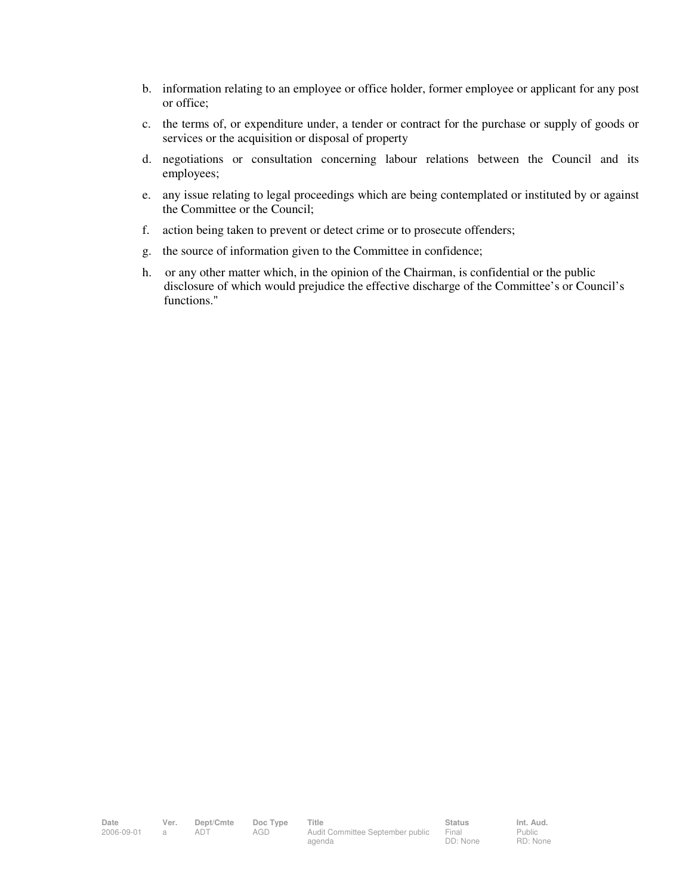b. information relating to an employee or office holder, former employee or applicant for any post or office;

c. the terms of, or expenditure under, a tender or contract for the purchase or supply of goods or services or the acquisition or disposal of property

d. negotiations or consultation concerning labour relations between the Council and its employees;

e. any issue relating to legal proceedings which are being contemplated or instituted by or against the Committee or the Council;

f. action being taken to prevent or detect crime or to prosecute offenders;

g. the source of information given to the Committee in confidence;

h. or any other matter which, in the opinion of the Chairman, is confidential or the public disclosure of which would prejudice the effective discharge of the Committee's or Council's functions."